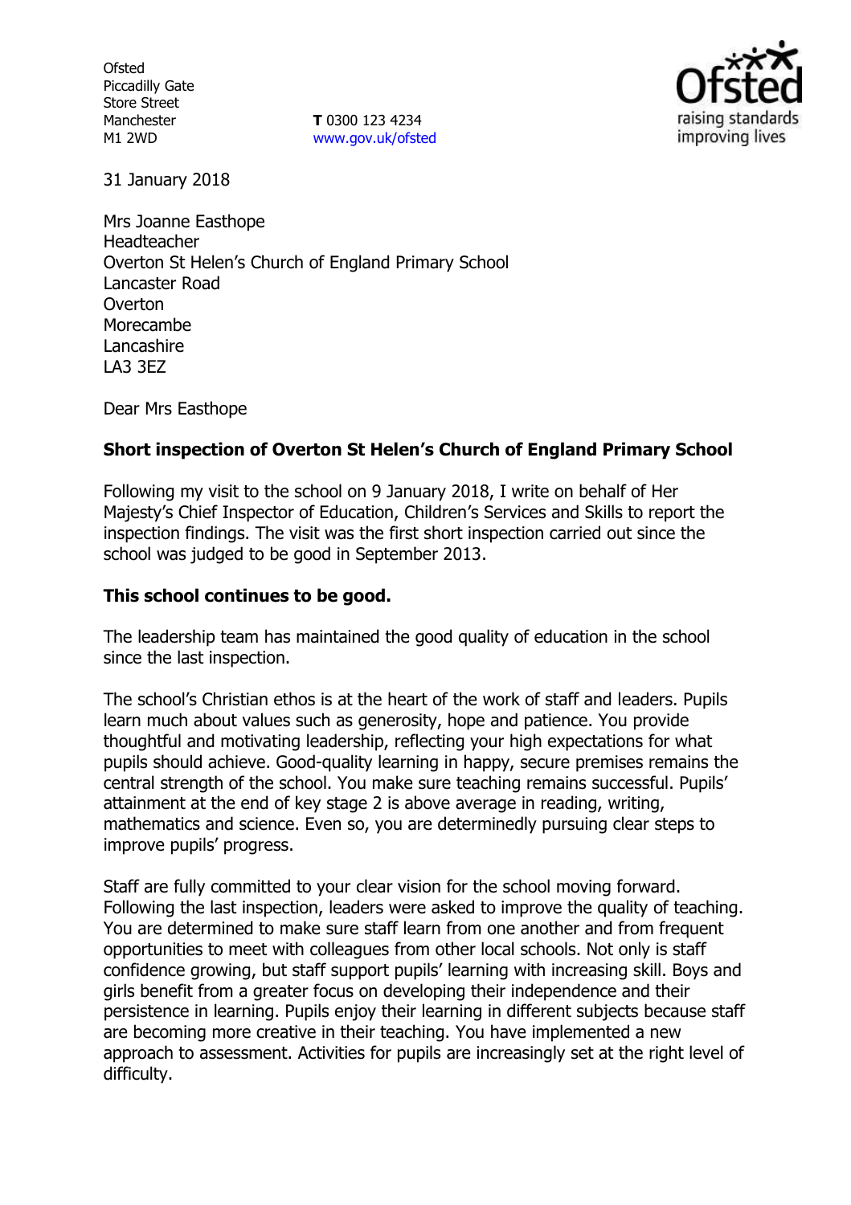Ofsted
Piccadilly Gate
Store Street
Manchester
M1 2WD

**T** 0300 123 4234
www.gov.uk/ofsted

31 January 2018

Mrs Joanne Easthope
Headteacher
Overton St Helen's Church of England Primary School
Lancaster Road
Overton
Morecambe
Lancashire
LA3 3EZ

Dear Mrs Easthope

**Short inspection of Overton St Helen's Church of England Primary School**

Following my visit to the school on 9 January 2018, I write on behalf of Her Majesty's Chief Inspector of Education, Children's Services and Skills to report the inspection findings. The visit was the first short inspection carried out since the school was judged to be good in September 2013.

**This school continues to be good.**

The leadership team has maintained the good quality of education in the school since the last inspection.

The school's Christian ethos is at the heart of the work of staff and leaders. Pupils learn much about values such as generosity, hope and patience. You provide thoughtful and motivating leadership, reflecting your high expectations for what pupils should achieve. Good-quality learning in happy, secure premises remains the central strength of the school. You make sure teaching remains successful. Pupils' attainment at the end of key stage 2 is above average in reading, writing, mathematics and science. Even so, you are determinedly pursuing clear steps to improve pupils' progress.

Staff are fully committed to your clear vision for the school moving forward. Following the last inspection, leaders were asked to improve the quality of teaching. You are determined to make sure staff learn from one another and from frequent opportunities to meet with colleagues from other local schools. Not only is staff confidence growing, but staff support pupils' learning with increasing skill. Boys and girls benefit from a greater focus on developing their independence and their persistence in learning. Pupils enjoy their learning in different subjects because staff are becoming more creative in their teaching. You have implemented a new approach to assessment. Activities for pupils are increasingly set at the right level of difficulty.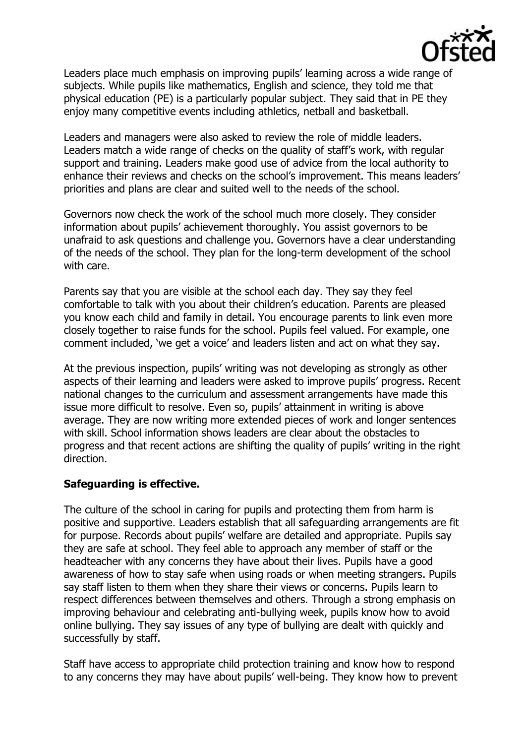Leaders place much emphasis on improving pupils' learning across a wide range of subjects. While pupils like mathematics, English and science, they told me that physical education (PE) is a particularly popular subject. They said that in PE they enjoy many competitive events including athletics, netball and basketball.

Leaders and managers were also asked to review the role of middle leaders. Leaders match a wide range of checks on the quality of staff's work, with regular support and training. Leaders make good use of advice from the local authority to enhance their reviews and checks on the school's improvement. This means leaders' priorities and plans are clear and suited well to the needs of the school.

Governors now check the work of the school much more closely. They consider information about pupils' achievement thoroughly. You assist governors to be unafraid to ask questions and challenge you. Governors have a clear understanding of the needs of the school. They plan for the long-term development of the school with care.

Parents say that you are visible at the school each day. They say they feel comfortable to talk with you about their children's education. Parents are pleased you know each child and family in detail. You encourage parents to link even more closely together to raise funds for the school. Pupils feel valued. For example, one comment included, 'we get a voice' and leaders listen and act on what they say.

At the previous inspection, pupils' writing was not developing as strongly as other aspects of their learning and leaders were asked to improve pupils' progress. Recent national changes to the curriculum and assessment arrangements have made this issue more difficult to resolve. Even so, pupils' attainment in writing is above average. They are now writing more extended pieces of work and longer sentences with skill. School information shows leaders are clear about the obstacles to progress and that recent actions are shifting the quality of pupils' writing in the right direction.

**Safeguarding is effective.**

The culture of the school in caring for pupils and protecting them from harm is positive and supportive. Leaders establish that all safeguarding arrangements are fit for purpose. Records about pupils' welfare are detailed and appropriate. Pupils say they are safe at school. They feel able to approach any member of staff or the headteacher with any concerns they have about their lives. Pupils have a good awareness of how to stay safe when using roads or when meeting strangers. Pupils say staff listen to them when they share their views or concerns. Pupils learn to respect differences between themselves and others. Through a strong emphasis on improving behaviour and celebrating anti-bullying week, pupils know how to avoid online bullying. They say issues of any type of bullying are dealt with quickly and successfully by staff.

Staff have access to appropriate child protection training and know how to respond to any concerns they may have about pupils' well-being. They know how to prevent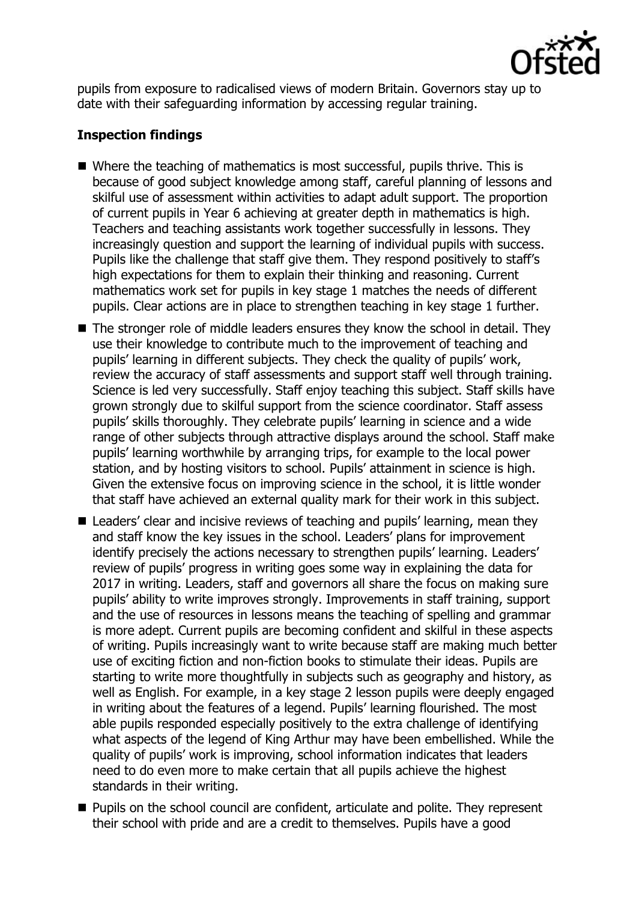pupils from exposure to radicalised views of modern Britain. Governors stay up to date with their safeguarding information by accessing regular training.

## Inspection findings

- Where the teaching of mathematics is most successful, pupils thrive. This is because of good subject knowledge among staff, careful planning of lessons and skilful use of assessment within activities to adapt adult support. The proportion of current pupils in Year 6 achieving at greater depth in mathematics is high. Teachers and teaching assistants work together successfully in lessons. They increasingly question and support the learning of individual pupils with success. Pupils like the challenge that staff give them. They respond positively to staff's high expectations for them to explain their thinking and reasoning. Current mathematics work set for pupils in key stage 1 matches the needs of different pupils. Clear actions are in place to strengthen teaching in key stage 1 further.
- The stronger role of middle leaders ensures they know the school in detail. They use their knowledge to contribute much to the improvement of teaching and pupils' learning in different subjects. They check the quality of pupils' work, review the accuracy of staff assessments and support staff well through training. Science is led very successfully. Staff enjoy teaching this subject. Staff skills have grown strongly due to skilful support from the science coordinator. Staff assess pupils' skills thoroughly. They celebrate pupils' learning in science and a wide range of other subjects through attractive displays around the school. Staff make pupils' learning worthwhile by arranging trips, for example to the local power station, and by hosting visitors to school. Pupils' attainment in science is high. Given the extensive focus on improving science in the school, it is little wonder that staff have achieved an external quality mark for their work in this subject.
- Leaders' clear and incisive reviews of teaching and pupils' learning, mean they and staff know the key issues in the school. Leaders' plans for improvement identify precisely the actions necessary to strengthen pupils' learning. Leaders' review of pupils' progress in writing goes some way in explaining the data for 2017 in writing. Leaders, staff and governors all share the focus on making sure pupils' ability to write improves strongly. Improvements in staff training, support and the use of resources in lessons means the teaching of spelling and grammar is more adept. Current pupils are becoming confident and skilful in these aspects of writing. Pupils increasingly want to write because staff are making much better use of exciting fiction and non-fiction books to stimulate their ideas. Pupils are starting to write more thoughtfully in subjects such as geography and history, as well as English. For example, in a key stage 2 lesson pupils were deeply engaged in writing about the features of a legend. Pupils' learning flourished. The most able pupils responded especially positively to the extra challenge of identifying what aspects of the legend of King Arthur may have been embellished. While the quality of pupils' work is improving, school information indicates that leaders need to do even more to make certain that all pupils achieve the highest standards in their writing.
- Pupils on the school council are confident, articulate and polite. They represent their school with pride and are a credit to themselves. Pupils have a good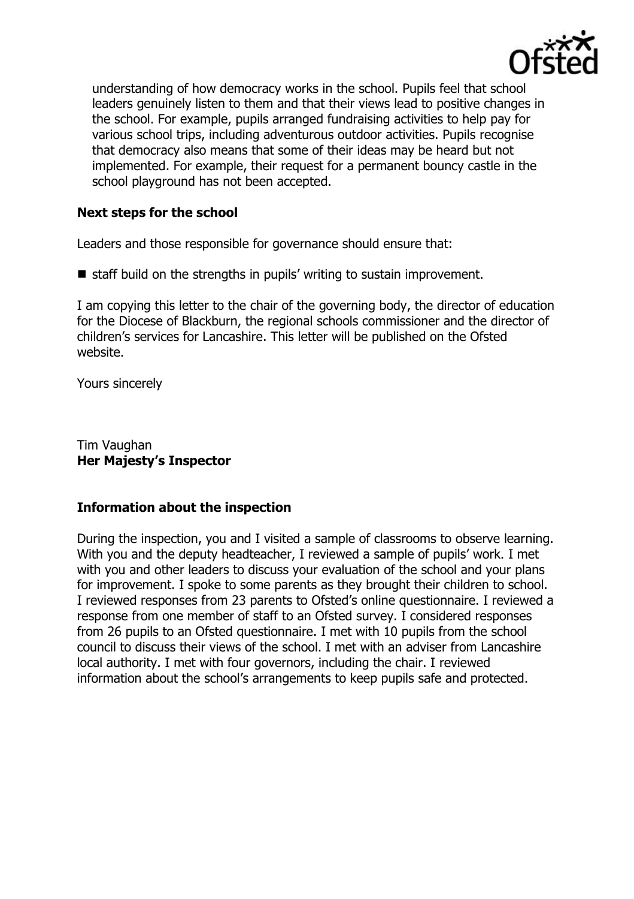understanding of how democracy works in the school. Pupils feel that school leaders genuinely listen to them and that their views lead to positive changes in the school. For example, pupils arranged fundraising activities to help pay for various school trips, including adventurous outdoor activities. Pupils recognise that democracy also means that some of their ideas may be heard but not implemented. For example, their request for a permanent bouncy castle in the school playground has not been accepted.

**Next steps for the school**

Leaders and those responsible for governance should ensure that:

- staff build on the strengths in pupils' writing to sustain improvement.

I am copying this letter to the chair of the governing body, the director of education for the Diocese of Blackburn, the regional schools commissioner and the director of children's services for Lancashire. This letter will be published on the Ofsted website.

Yours sincerely

Tim Vaughan
**Her Majesty's Inspector**

## Information about the inspection

During the inspection, you and I visited a sample of classrooms to observe learning. With you and the deputy headteacher, I reviewed a sample of pupils' work. I met with you and other leaders to discuss your evaluation of the school and your plans for improvement. I spoke to some parents as they brought their children to school. I reviewed responses from 23 parents to Ofsted's online questionnaire. I reviewed a response from one member of staff to an Ofsted survey. I considered responses from 26 pupils to an Ofsted questionnaire. I met with 10 pupils from the school council to discuss their views of the school. I met with an adviser from Lancashire local authority. I met with four governors, including the chair. I reviewed information about the school's arrangements to keep pupils safe and protected.